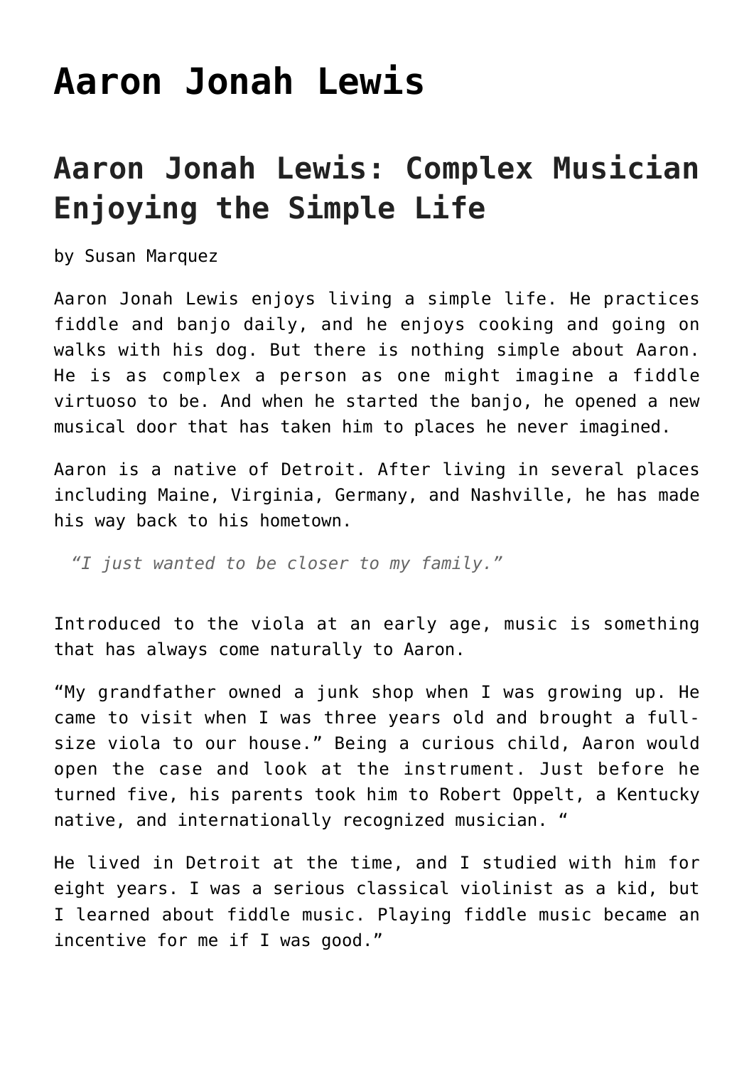# Aaron Jonah Lewis

## Aaron Jonah Lewis: Complex Musician Enjoying the Simple Life

by Susan Marquez

Aaron Jonah Lewis enjoys living a simple life. He practices fiddle and banjo daily, and he enjoys cooking and going on walks with his dog. But there is nothing simple about Aaron. He is as complex a person as one might imagine a fiddle virtuoso to be. And when he started the banjo, he opened a new musical door that has taken him to places he never imagined.

Aaron is a native of Detroit. After living in several places including Maine, Virginia, Germany, and Nashville, he has made his way back to his hometown.

> *"I just wanted to be closer to my family."*

Introduced to the viola at an early age, music is something that has always come naturally to Aaron.

"My grandfather owned a junk shop when I was growing up. He came to visit when I was three years old and brought a full-size viola to our house." Being a curious child, Aaron would open the case and look at the instrument. Just before he turned five, his parents took him to Robert Oppelt, a Kentucky native, and internationally recognized musician. "

He lived in Detroit at the time, and I studied with him for eight years. I was a serious classical violinist as a kid, but I learned about fiddle music. Playing fiddle music became an incentive for me if I was good."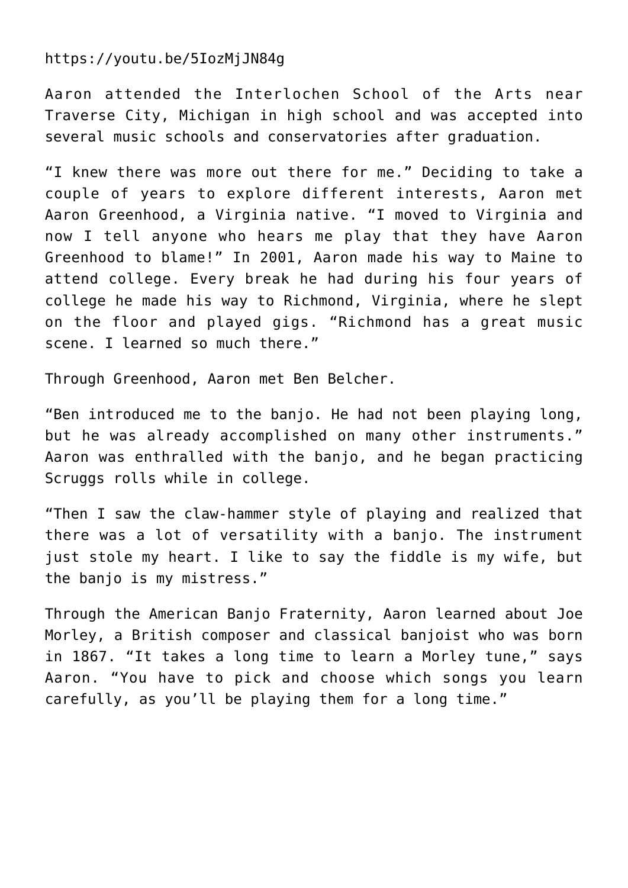https://youtu.be/5IozMjJN84g

Aaron attended the Interlochen School of the Arts near Traverse City, Michigan in high school and was accepted into several music schools and conservatories after graduation.

"I knew there was more out there for me." Deciding to take a couple of years to explore different interests, Aaron met Aaron Greenhood, a Virginia native. "I moved to Virginia and now I tell anyone who hears me play that they have Aaron Greenhood to blame!" In 2001, Aaron made his way to Maine to attend college. Every break he had during his four years of college he made his way to Richmond, Virginia, where he slept on the floor and played gigs. "Richmond has a great music scene. I learned so much there."

Through Greenhood, Aaron met Ben Belcher.

"Ben introduced me to the banjo. He had not been playing long, but he was already accomplished on many other instruments." Aaron was enthralled with the banjo, and he began practicing Scruggs rolls while in college.

"Then I saw the claw-hammer style of playing and realized that there was a lot of versatility with a banjo. The instrument just stole my heart. I like to say the fiddle is my wife, but the banjo is my mistress."

Through the American Banjo Fraternity, Aaron learned about Joe Morley, a British composer and classical banjoist who was born in 1867. "It takes a long time to learn a Morley tune," says Aaron. "You have to pick and choose which songs you learn carefully, as you'll be playing them for a long time."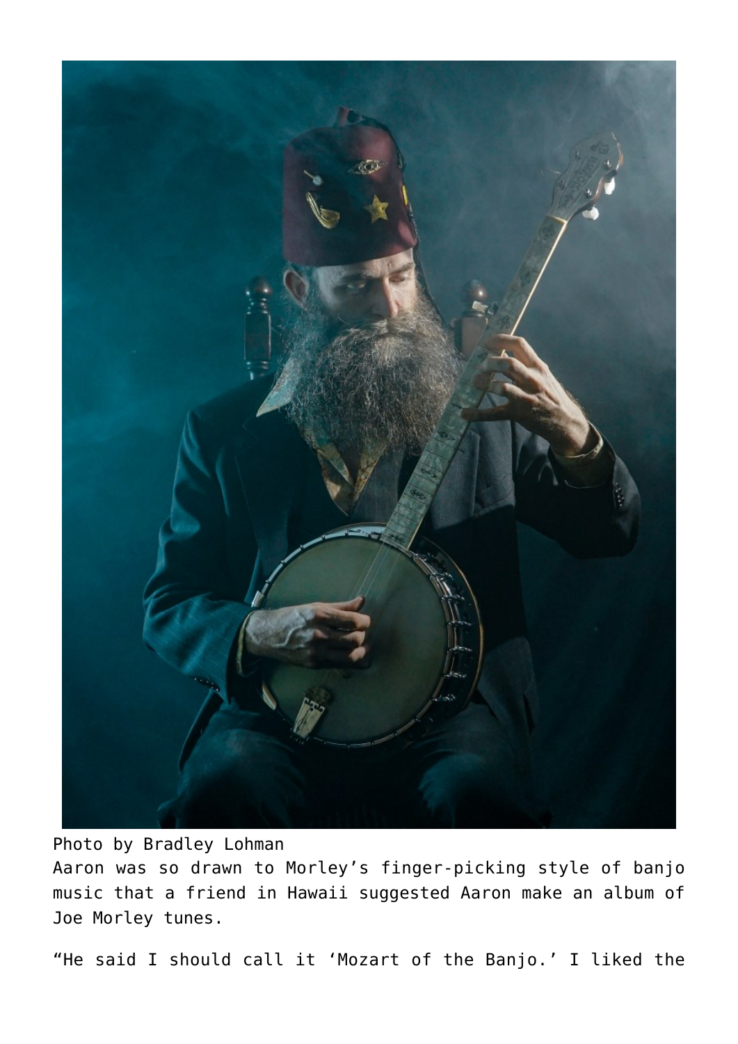Photo by Bradley Lohman

Aaron was so drawn to Morley's finger-picking style of banjo music that a friend in Hawaii suggested Aaron make an album of Joe Morley tunes.

"He said I should call it 'Mozart of the Banjo.' I liked the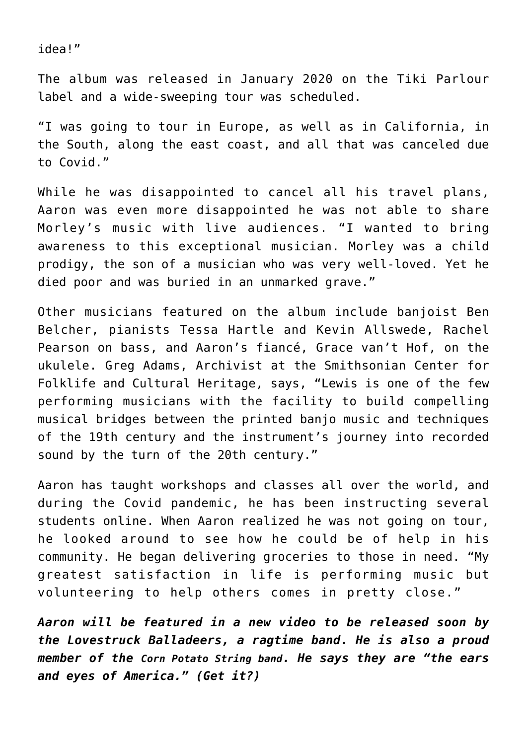idea!”

The album was released in January 2020 on the Tiki Parlour label and a wide-sweeping tour was scheduled.

“I was going to tour in Europe, as well as in California, in the South, along the east coast, and all that was canceled due to Covid.”

While he was disappointed to cancel all his travel plans, Aaron was even more disappointed he was not able to share Morley’s music with live audiences. “I wanted to bring awareness to this exceptional musician. Morley was a child prodigy, the son of a musician who was very well-loved. Yet he died poor and was buried in an unmarked grave.”

Other musicians featured on the album include banjoist Ben Belcher, pianists Tessa Hartle and Kevin Allswede, Rachel Pearson on bass, and Aaron’s fiancé, Grace van’t Hof, on the ukulele. Greg Adams, Archivist at the Smithsonian Center for Folklife and Cultural Heritage, says, “Lewis is one of the few performing musicians with the facility to build compelling musical bridges between the printed banjo music and techniques of the 19th century and the instrument’s journey into recorded sound by the turn of the 20th century.”

Aaron has taught workshops and classes all over the world, and during the Covid pandemic, he has been instructing several students online. When Aaron realized he was not going on tour, he looked around to see how he could be of help in his community. He began delivering groceries to those in need. “My greatest satisfaction in life is performing music but volunteering to help others comes in pretty close.”

***Aaron will be featured in a new video to be released soon by the Lovestruck Balladeers, a ragtime band. He is also a proud member of the Corn Potato String band. He says they are “the ears and eyes of America.” (Get it?)***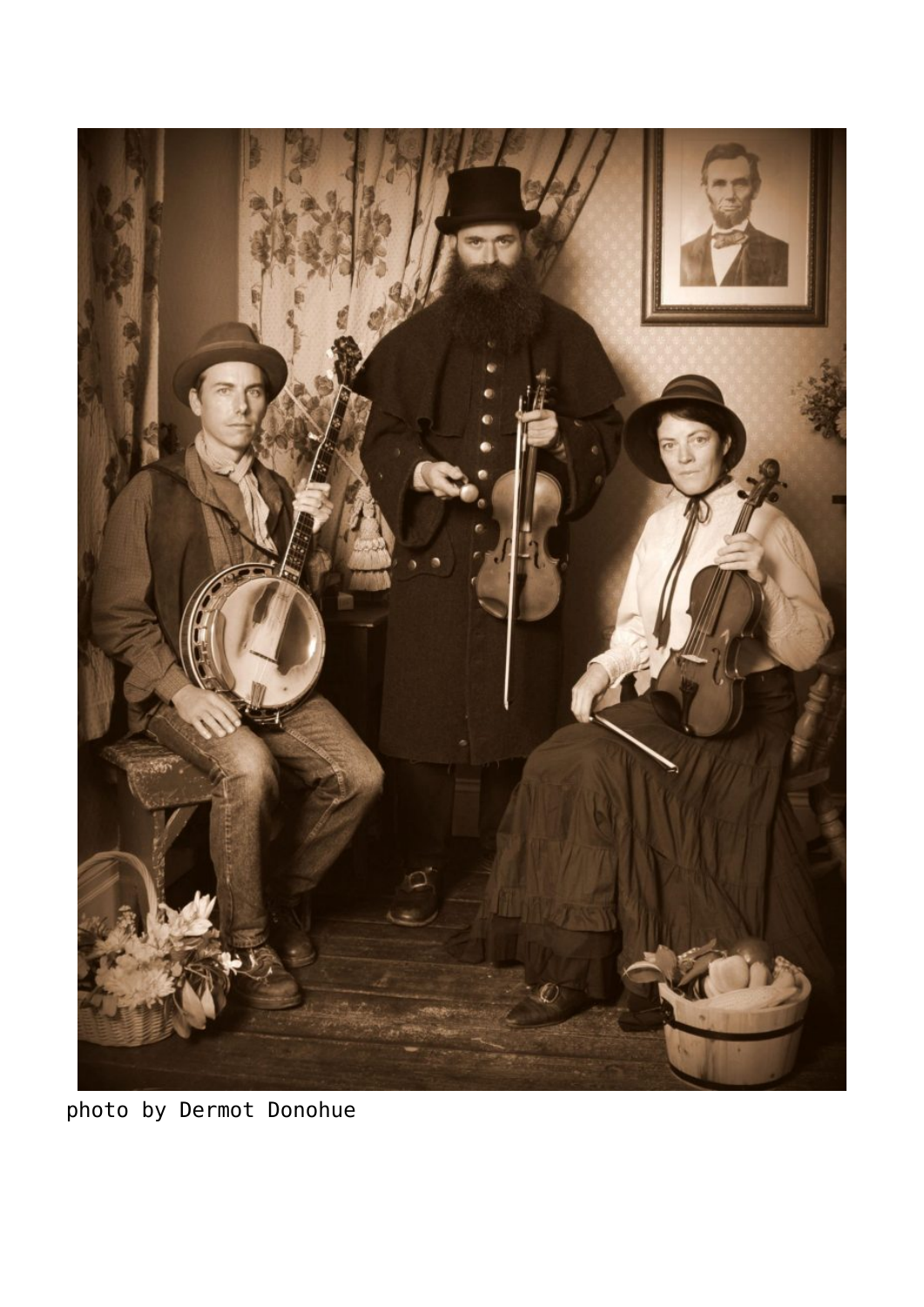photo by Dermot Donohue